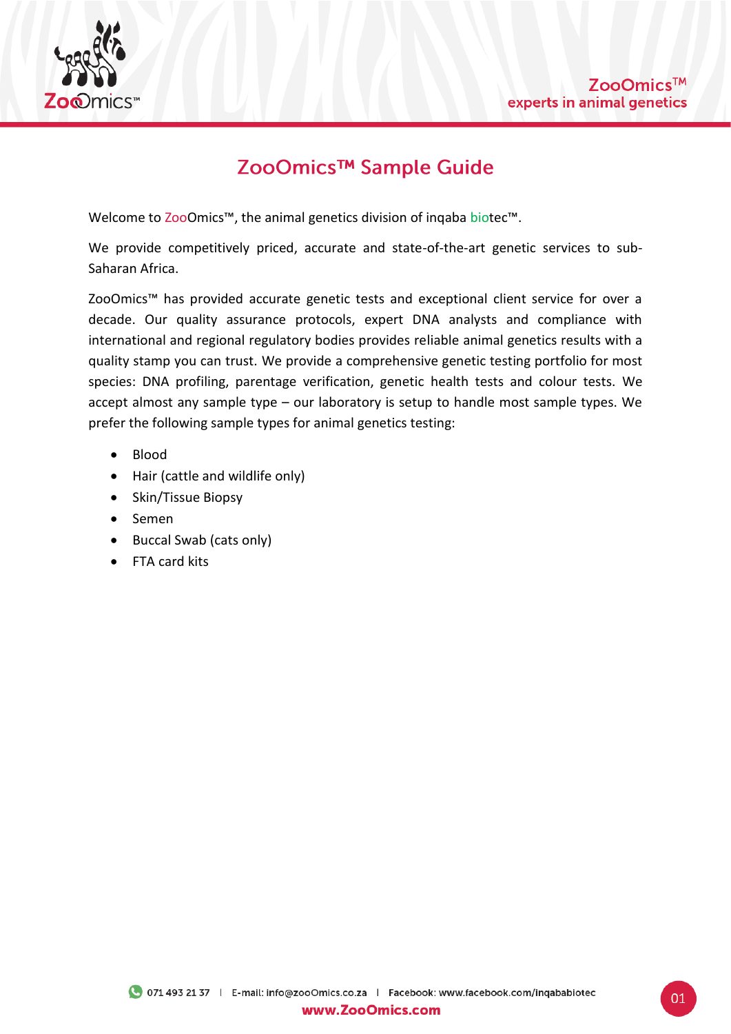# ZooOmics™ Sample Guide

Welcome to ZooOmics™, the animal genetics division of inqaba biotec™.

We provide competitively priced, accurate and state-of-the-art genetic services to sub-Saharan Africa.

ZooOmics™ has provided accurate genetic tests and exceptional client service for over a decade. Our quality assurance protocols, expert DNA analysts and compliance with international and regional regulatory bodies provides reliable animal genetics results with a quality stamp you can trust. We provide a comprehensive genetic testing portfolio for most species: DNA profiling, parentage verification, genetic health tests and colour tests. We accept almost any sample type – our laboratory is setup to handle most sample types. We prefer the following sample types for animal genetics testing:

- Blood
- Hair (cattle and wildlife only)
- Skin/Tissue Biopsy
- Semen
- Buccal Swab (cats only)
- FTA card kits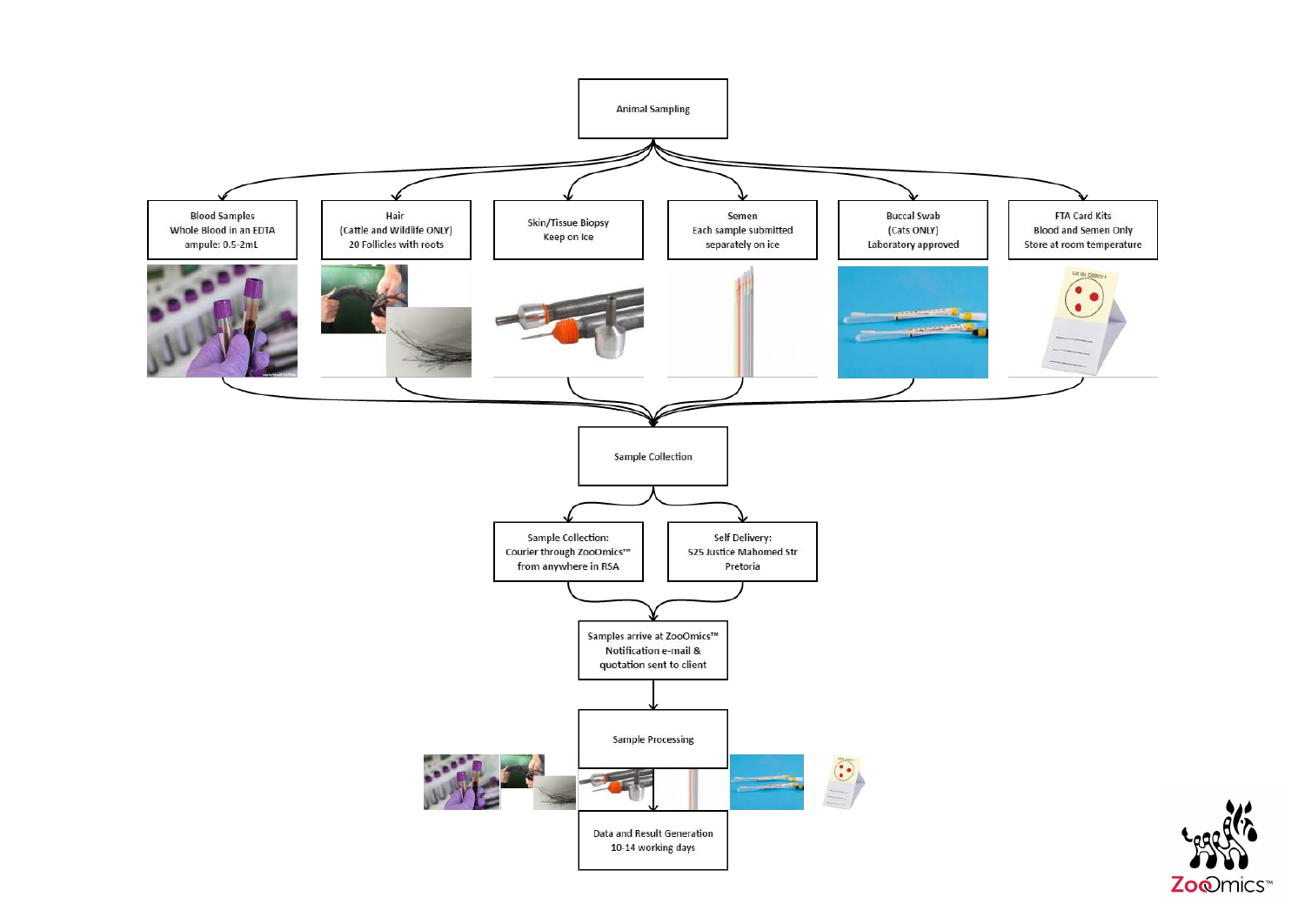Animal Sampling

- Blood Samples
  Whole Blood in an EDTA ampule: 0.5-2mL
- Hair
  (Cattle and Wildlife ONLY)
  20 Follicles with roots
- Skin/Tissue Biopsy
  Keep on Ice
- Semen
  Each sample submitted separately on ice
- Buccal Swab
  (Cats ONLY)
  Laboratory approved
- FTA Card Kits
  Blood and Semen Only
  Store at room temperature

Sample Collection

- Sample Collection:
  Courier through ZooOmics™ from anywhere in RSA
- Self Delivery:
  525 Justice Mahomed Str
  Pretoria

Samples arrive at ZooOmics™
Notification e-mail & quotation sent to client

Sample Processing

Data and Result Generation
10-14 working days

ZooOmics™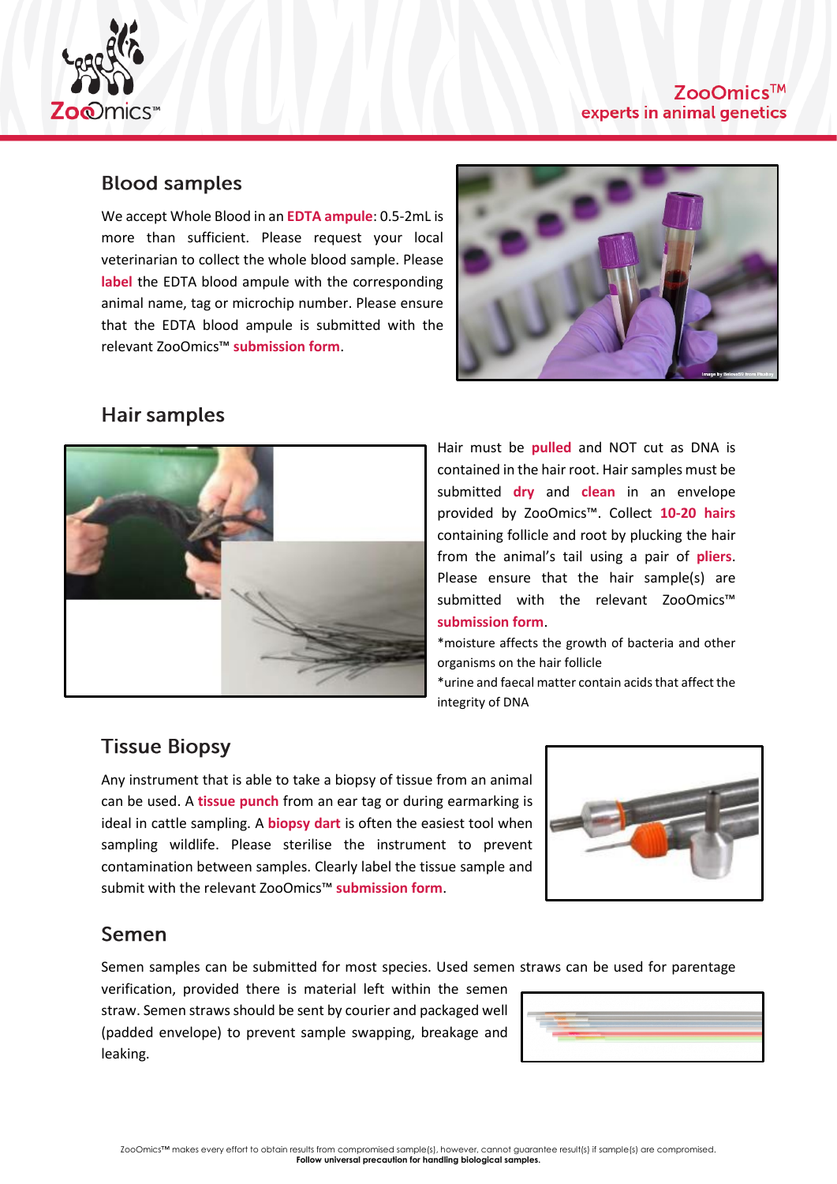## Blood samples

We accept Whole Blood in an **EDTA ampule**: 0.5-2mL is more than sufficient. Please request your local veterinarian to collect the whole blood sample. Please **label** the EDTA blood ampule with the corresponding animal name, tag or microchip number. Please ensure that the EDTA blood ampule is submitted with the relevant ZooOmics™ **submission form**.

## Hair samples

Hair must be **pulled** and NOT cut as DNA is contained in the hair root. Hair samples must be submitted **dry** and **clean** in an envelope provided by ZooOmics™. Collect **10-20 hairs** containing follicle and root by plucking the hair from the animal's tail using a pair of **pliers**. Please ensure that the hair sample(s) are submitted with the relevant ZooOmics™ **submission form**.

*moisture affects the growth of bacteria and other organisms on the hair follicle

*urine and faecal matter contain acids that affect the integrity of DNA

## Tissue Biopsy

Any instrument that is able to take a biopsy of tissue from an animal can be used. A **tissue punch** from an ear tag or during earmarking is ideal in cattle sampling. A **biopsy dart** is often the easiest tool when sampling wildlife. Please sterilise the instrument to prevent contamination between samples. Clearly label the tissue sample and submit with the relevant ZooOmics™ **submission form**.

## Semen

Semen samples can be submitted for most species. Used semen straws can be used for parentage verification, provided there is material left within the semen straw. Semen straws should be sent by courier and packaged well (padded envelope) to prevent sample swapping, breakage and leaking.

ZooOmics™ makes every effort to obtain results from compromised sample(s), however, cannot guarantee result(s) if sample(s) are compromised.
**Follow universal precaution for handling biological samples.**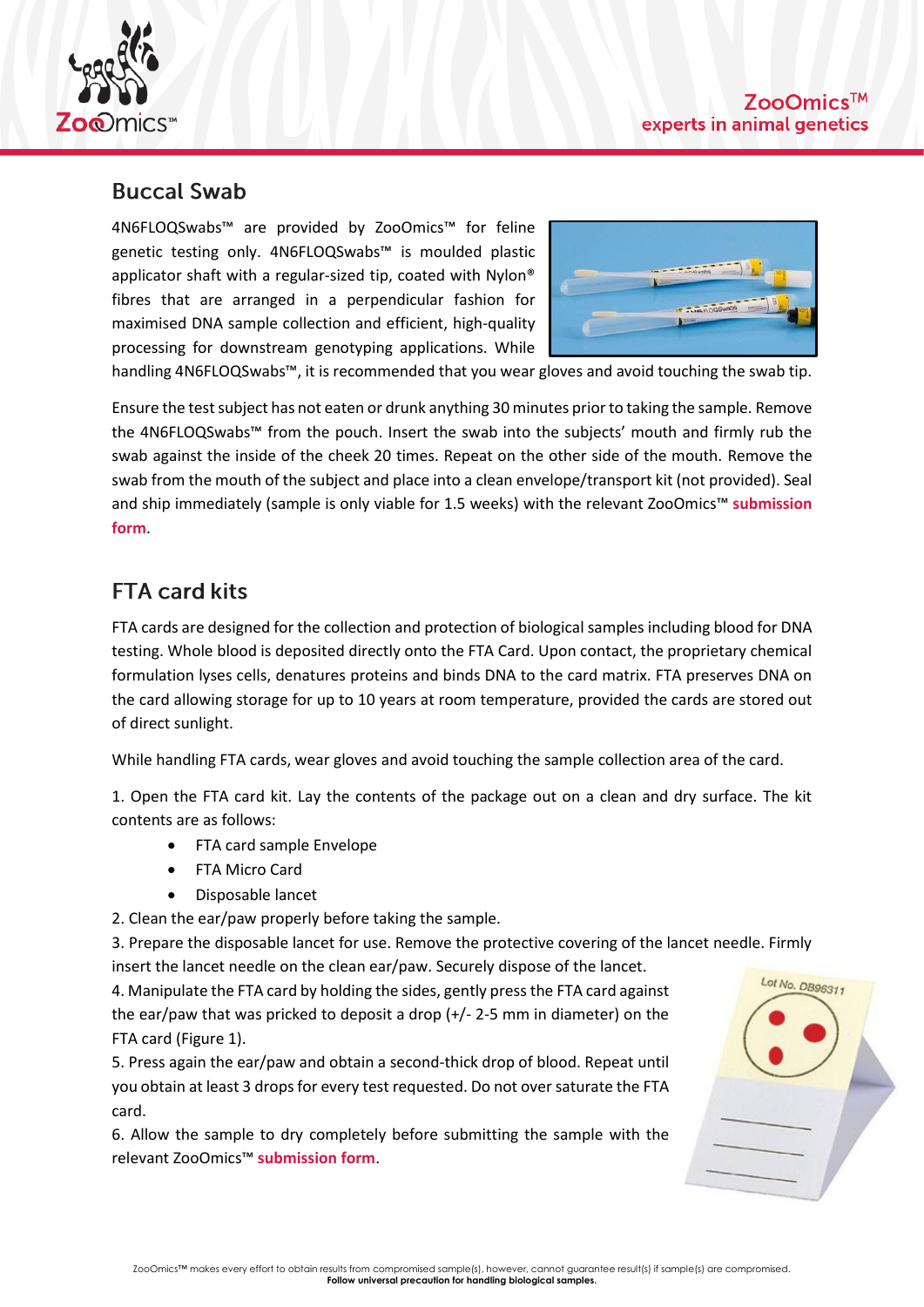## Buccal Swab

4N6FLOQSwabs™ are provided by ZooOmics™ for feline genetic testing only. 4N6FLOQSwabs™ is moulded plastic applicator shaft with a regular-sized tip, coated with Nylon® fibres that are arranged in a perpendicular fashion for maximised DNA sample collection and efficient, high-quality processing for downstream genotyping applications. While handling 4N6FLOQSwabs™, it is recommended that you wear gloves and avoid touching the swab tip.

Ensure the test subject has not eaten or drunk anything 30 minutes prior to taking the sample. Remove the 4N6FLOQSwabs™ from the pouch. Insert the swab into the subjects' mouth and firmly rub the swab against the inside of the cheek 20 times. Repeat on the other side of the mouth. Remove the swab from the mouth of the subject and place into a clean envelope/transport kit (not provided). Seal and ship immediately (sample is only viable for 1.5 weeks) with the relevant ZooOmics™ **submission form**.

## FTA card kits

FTA cards are designed for the collection and protection of biological samples including blood for DNA testing. Whole blood is deposited directly onto the FTA Card. Upon contact, the proprietary chemical formulation lyses cells, denatures proteins and binds DNA to the card matrix. FTA preserves DNA on the card allowing storage for up to 10 years at room temperature, provided the cards are stored out of direct sunlight.

While handling FTA cards, wear gloves and avoid touching the sample collection area of the card.

1. Open the FTA card kit. Lay the contents of the package out on a clean and dry surface. The kit contents are as follows:
   - FTA card sample Envelope
   - FTA Micro Card
   - Disposable lancet
2. Clean the ear/paw properly before taking the sample.
3. Prepare the disposable lancet for use. Remove the protective covering of the lancet needle. Firmly insert the lancet needle on the clean ear/paw. Securely dispose of the lancet.
4. Manipulate the FTA card by holding the sides, gently press the FTA card against the ear/paw that was pricked to deposit a drop (+/- 2-5 mm in diameter) on the FTA card (Figure 1).
5. Press again the ear/paw and obtain a second-thick drop of blood. Repeat until you obtain at least 3 drops for every test requested. Do not over saturate the FTA card.
6. Allow the sample to dry completely before submitting the sample with the relevant ZooOmics™ **submission form**.

Lot No. DB96311

ZooOmics™ makes every effort to obtain results from compromised sample(s), however, cannot guarantee result(s) if sample(s) are compromised.
**Follow universal precaution for handling biological samples.**